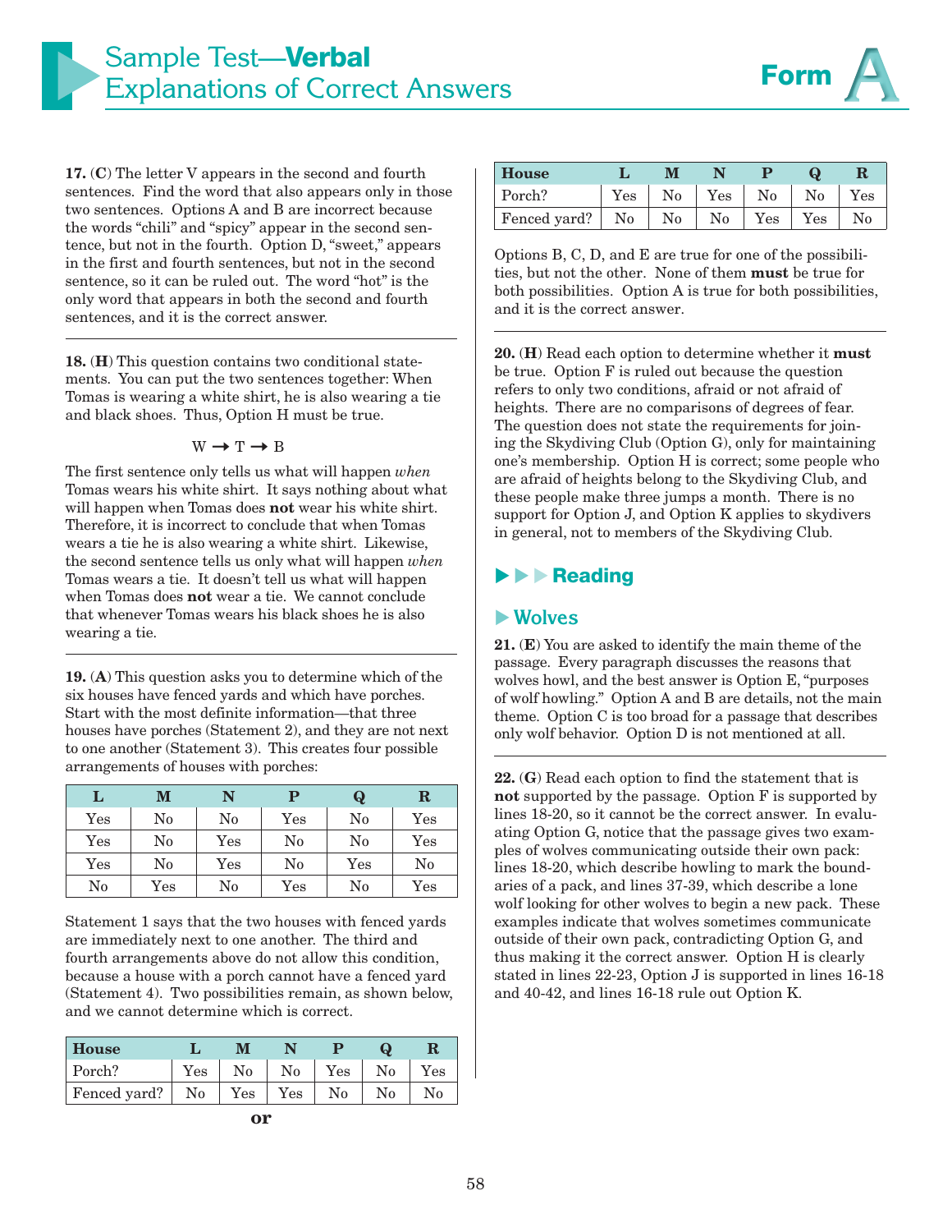# Sample Test—**Verbal** Explanations of Correct Answers

**Form A**

**17.** (**C**) The letter V appears in the second and fourth sentences. Find the word that also appears only in those two sentences. Options A and B are incorrect because the words "chili" and "spicy" appear in the second sentence, but not in the fourth. Option D, "sweet," appears in the first and fourth sentences, but not in the second sentence, so it can be ruled out. The word "hot" is the only word that appears in both the second and fourth sentences, and it is the correct answer.

**18.** (**H**) This question contains two conditional statements. You can put the two sentences together: When Tomas is wearing a white shirt, he is also wearing a tie and black shoes. Thus, Option H must be true.

$$W \rightarrow T \rightarrow B$$

The first sentence only tells us what will happen *when* Tomas wears his white shirt. It says nothing about what will happen when Tomas does **not** wear his white shirt. Therefore, it is incorrect to conclude that when Tomas wears a tie he is also wearing a white shirt. Likewise, the second sentence tells us only what will happen *when* Tomas wears a tie. It doesn't tell us what will happen when Tomas does **not** wear a tie. We cannot conclude that whenever Tomas wears his black shoes he is also wearing a tie.

**19.** (**A**) This question asks you to determine which of the six houses have fenced yards and which have porches. Start with the most definite information—that three houses have porches (Statement 2), and they are not next to one another (Statement 3). This creates four possible arrangements of houses with porches:

| L | M | N | P | Q | R |
|---|---|---|---|---|---|
| Yes | No | No | Yes | No | Yes |
| Yes | No | Yes | No | No | Yes |
| Yes | No | Yes | No | Yes | No |
| No | Yes | No | Yes | No | Yes |

Statement 1 says that the two houses with fenced yards are immediately next to one another. The third and fourth arrangements above do not allow this condition, because a house with a porch cannot have a fenced yard (Statement 4). Two possibilities remain, as shown below, and we cannot determine which is correct.

| House | L | M | N | P | Q | R |
|---|---|---|---|---|---|---|
| Porch? | Yes | No | No | Yes | No | Yes |
| Fenced yard? | No | Yes | Yes | No | No | No |

**or**

| House | L | M | N | P | Q | R |
|---|---|---|---|---|---|---|
| Porch? | Yes | No | Yes | No | No | Yes |
| Fenced yard? | No | No | No | Yes | Yes | No |

Options B, C, D, and E are true for one of the possibilities, but not the other. None of them **must** be true for both possibilities. Option A is true for both possibilities, and it is the correct answer.

**20.** (**H**) Read each option to determine whether it **must** be true. Option F is ruled out because the question refers to only two conditions, afraid or not afraid of heights. There are no comparisons of degrees of fear. The question does not state the requirements for joining the Skydiving Club (Option G), only for maintaining one's membership. Option H is correct; some people who are afraid of heights belong to the Skydiving Club, and these people make three jumps a month. There is no support for Option J, and Option K applies to skydivers in general, not to members of the Skydiving Club.

## Reading

### Wolves

**21.** (**E**) You are asked to identify the main theme of the passage. Every paragraph discusses the reasons that wolves howl, and the best answer is Option E, "purposes of wolf howling." Option A and B are details, not the main theme. Option C is too broad for a passage that describes only wolf behavior. Option D is not mentioned at all.

**22.** (**G**) Read each option to find the statement that is **not** supported by the passage. Option F is supported by lines 18-20, so it cannot be the correct answer. In evaluating Option G, notice that the passage gives two examples of wolves communicating outside their own pack: lines 18-20, which describe howling to mark the boundaries of a pack, and lines 37-39, which describe a lone wolf looking for other wolves to begin a new pack. These examples indicate that wolves sometimes communicate outside of their own pack, contradicting Option G, and thus making it the correct answer. Option H is clearly stated in lines 22-23, Option J is supported in lines 16-18 and 40-42, and lines 16-18 rule out Option K.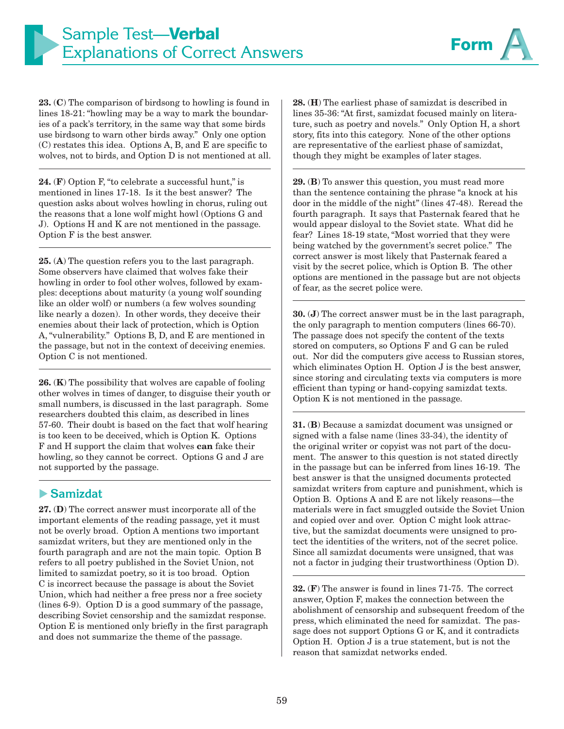**23.** (**C**) The comparison of birdsong to howling is found in lines 18-21: "howling may be a way to mark the boundaries of a pack's territory, in the same way that some birds use birdsong to warn other birds away." Only one option (C) restates this idea. Options A, B, and E are specific to wolves, not to birds, and Option D is not mentioned at all.

**24.** (**F**) Option F, "to celebrate a successful hunt," is mentioned in lines 17-18. Is it the best answer? The question asks about wolves howling in chorus, ruling out the reasons that a lone wolf might howl (Options G and J). Options H and K are not mentioned in the passage. Option F is the best answer.

**25.** (**A**) The question refers you to the last paragraph. Some observers have claimed that wolves fake their howling in order to fool other wolves, followed by examples: deceptions about maturity (a young wolf sounding like an older wolf) or numbers (a few wolves sounding like nearly a dozen). In other words, they deceive their enemies about their lack of protection, which is Option A, "vulnerability." Options B, D, and E are mentioned in the passage, but not in the context of deceiving enemies. Option C is not mentioned.

**26.** (**K**) The possibility that wolves are capable of fooling other wolves in times of danger, to disguise their youth or small numbers, is discussed in the last paragraph. Some researchers doubted this claim, as described in lines 57-60. Their doubt is based on the fact that wolf hearing is too keen to be deceived, which is Option K. Options F and H support the claim that wolves **can** fake their howling, so they cannot be correct. Options G and J are not supported by the passage.

## Samizdat

**27.** (**D**) The correct answer must incorporate all of the important elements of the reading passage, yet it must not be overly broad. Option A mentions two important samizdat writers, but they are mentioned only in the fourth paragraph and are not the main topic. Option B refers to all poetry published in the Soviet Union, not limited to samizdat poetry, so it is too broad. Option C is incorrect because the passage is about the Soviet Union, which had neither a free press nor a free society (lines 6-9). Option D is a good summary of the passage, describing Soviet censorship and the samizdat response. Option E is mentioned only briefly in the first paragraph and does not summarize the theme of the passage.

**28.** (**H**) The earliest phase of samizdat is described in lines 35-36: "At first, samizdat focused mainly on literature, such as poetry and novels." Only Option H, a short story, fits into this category. None of the other options are representative of the earliest phase of samizdat, though they might be examples of later stages.

**29.** (**B**) To answer this question, you must read more than the sentence containing the phrase "a knock at his door in the middle of the night" (lines 47-48). Reread the fourth paragraph. It says that Pasternak feared that he would appear disloyal to the Soviet state. What did he fear? Lines 18-19 state, "Most worried that they were being watched by the government's secret police." The correct answer is most likely that Pasternak feared a visit by the secret police, which is Option B. The other options are mentioned in the passage but are not objects of fear, as the secret police were.

**30.** (**J**) The correct answer must be in the last paragraph, the only paragraph to mention computers (lines 66-70). The passage does not specify the content of the texts stored on computers, so Options F and G can be ruled out. Nor did the computers give access to Russian stores, which eliminates Option H. Option J is the best answer, since storing and circulating texts via computers is more efficient than typing or hand-copying samizdat texts. Option K is not mentioned in the passage.

**31.** (**B**) Because a samizdat document was unsigned or signed with a false name (lines 33-34), the identity of the original writer or copyist was not part of the document. The answer to this question is not stated directly in the passage but can be inferred from lines 16-19. The best answer is that the unsigned documents protected samizdat writers from capture and punishment, which is Option B. Options A and E are not likely reasons—the materials were in fact smuggled outside the Soviet Union and copied over and over. Option C might look attractive, but the samizdat documents were unsigned to protect the identities of the writers, not of the secret police. Since all samizdat documents were unsigned, that was not a factor in judging their trustworthiness (Option D).

**32.** (**F**) The answer is found in lines 71-75. The correct answer, Option F, makes the connection between the abolishment of censorship and subsequent freedom of the press, which eliminated the need for samizdat. The passage does not support Options G or K, and it contradicts Option H. Option J is a true statement, but is not the reason that samizdat networks ended.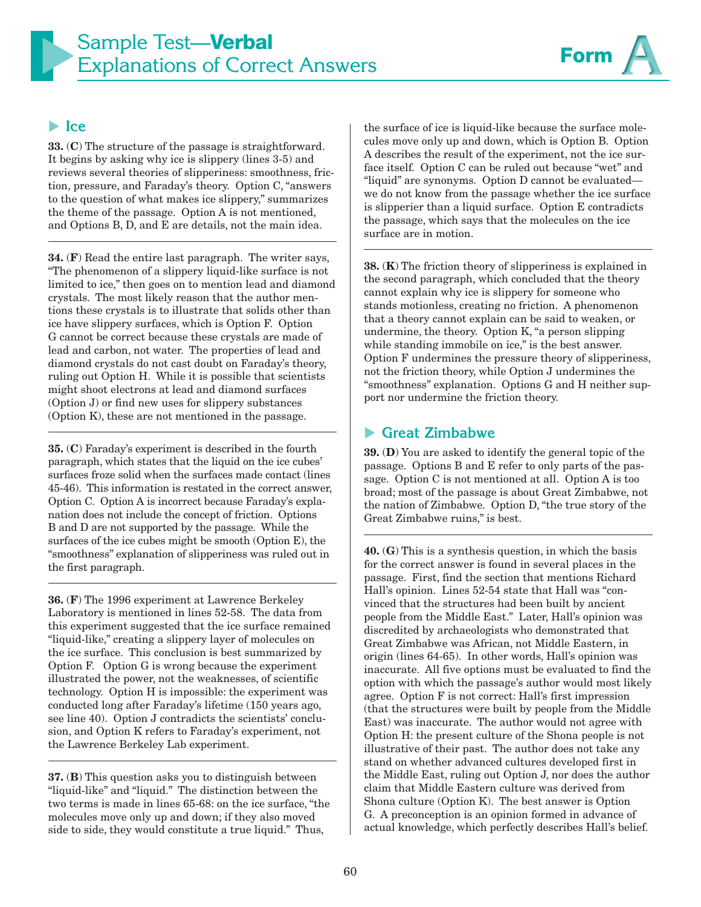# Sample Test—**Verbal** Explanations of Correct Answers

**Form A**

## Ice

**33.** (**C**) The structure of the passage is straightforward. It begins by asking why ice is slippery (lines 3-5) and reviews several theories of slipperiness: smoothness, friction, pressure, and Faraday's theory. Option C, "answers to the question of what makes ice slippery," summarizes the theme of the passage. Option A is not mentioned, and Options B, D, and E are details, not the main idea.

**34.** (**F**) Read the entire last paragraph. The writer says, "The phenomenon of a slippery liquid-like surface is not limited to ice," then goes on to mention lead and diamond crystals. The most likely reason that the author mentions these crystals is to illustrate that solids other than ice have slippery surfaces, which is Option F. Option G cannot be correct because these crystals are made of lead and carbon, not water. The properties of lead and diamond crystals do not cast doubt on Faraday's theory, ruling out Option H. While it is possible that scientists might shoot electrons at lead and diamond surfaces (Option J) or find new uses for slippery substances (Option K), these are not mentioned in the passage.

**35.** (**C**) Faraday's experiment is described in the fourth paragraph, which states that the liquid on the ice cubes' surfaces froze solid when the surfaces made contact (lines 45-46). This information is restated in the correct answer, Option C. Option A is incorrect because Faraday's explanation does not include the concept of friction. Options B and D are not supported by the passage. While the surfaces of the ice cubes might be smooth (Option E), the "smoothness" explanation of slipperiness was ruled out in the first paragraph.

**36.** (**F**) The 1996 experiment at Lawrence Berkeley Laboratory is mentioned in lines 52-58. The data from this experiment suggested that the ice surface remained "liquid-like," creating a slippery layer of molecules on the ice surface. This conclusion is best summarized by Option F. Option G is wrong because the experiment illustrated the power, not the weaknesses, of scientific technology. Option H is impossible: the experiment was conducted long after Faraday's lifetime (150 years ago, see line 40). Option J contradicts the scientists' conclusion, and Option K refers to Faraday's experiment, not the Lawrence Berkeley Lab experiment.

**37.** (**B**) This question asks you to distinguish between "liquid-like" and "liquid." The distinction between the two terms is made in lines 65-68: on the ice surface, "the molecules move only up and down; if they also moved side to side, they would constitute a true liquid." Thus, the surface of ice is liquid-like because the surface molecules move only up and down, which is Option B. Option A describes the result of the experiment, not the ice surface itself. Option C can be ruled out because "wet" and "liquid" are synonyms. Option D cannot be evaluated—we do not know from the passage whether the ice surface is slipperier than a liquid surface. Option E contradicts the passage, which says that the molecules on the ice surface are in motion.

**38.** (**K**) The friction theory of slipperiness is explained in the second paragraph, which concluded that the theory cannot explain why ice is slippery for someone who stands motionless, creating no friction. A phenomenon that a theory cannot explain can be said to weaken, or undermine, the theory. Option K, "a person slipping while standing immobile on ice," is the best answer. Option F undermines the pressure theory of slipperiness, not the friction theory, while Option J undermines the "smoothness" explanation. Options G and H neither support nor undermine the friction theory.

## Great Zimbabwe

**39.** (**D**) You are asked to identify the general topic of the passage. Options B and E refer to only parts of the passage. Option C is not mentioned at all. Option A is too broad; most of the passage is about Great Zimbabwe, not the nation of Zimbabwe. Option D, "the true story of the Great Zimbabwe ruins," is best.

**40.** (**G**) This is a synthesis question, in which the basis for the correct answer is found in several places in the passage. First, find the section that mentions Richard Hall's opinion. Lines 52-54 state that Hall was "convinced that the structures had been built by ancient people from the Middle East." Later, Hall's opinion was discredited by archaeologists who demonstrated that Great Zimbabwe was African, not Middle Eastern, in origin (lines 64-65). In other words, Hall's opinion was inaccurate. All five options must be evaluated to find the option with which the passage's author would most likely agree. Option F is not correct: Hall's first impression (that the structures were built by people from the Middle East) was inaccurate. The author would not agree with Option H: the present culture of the Shona people is not illustrative of their past. The author does not take any stand on whether advanced cultures developed first in the Middle East, ruling out Option J, nor does the author claim that Middle Eastern culture was derived from Shona culture (Option K). The best answer is Option G. A preconception is an opinion formed in advance of actual knowledge, which perfectly describes Hall's belief.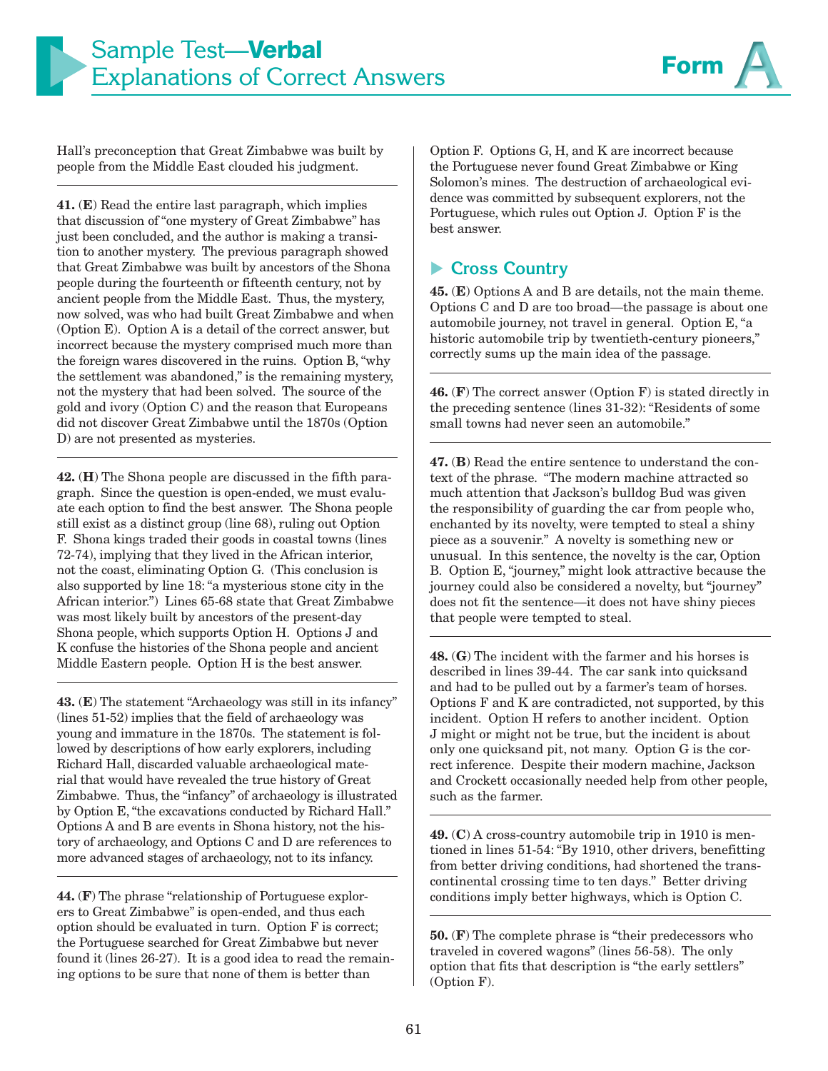Hall's preconception that Great Zimbabwe was built by people from the Middle East clouded his judgment.

---

**41.** (**E**) Read the entire last paragraph, which implies that discussion of "one mystery of Great Zimbabwe" has just been concluded, and the author is making a transition to another mystery. The previous paragraph showed that Great Zimbabwe was built by ancestors of the Shona people during the fourteenth or fifteenth century, not by ancient people from the Middle East. Thus, the mystery, now solved, was who had built Great Zimbabwe and when (Option E). Option A is a detail of the correct answer, but incorrect because the mystery comprised much more than the foreign wares discovered in the ruins. Option B, "why the settlement was abandoned," is the remaining mystery, not the mystery that had been solved. The source of the gold and ivory (Option C) and the reason that Europeans did not discover Great Zimbabwe until the 1870s (Option D) are not presented as mysteries.

---

**42.** (**H**) The Shona people are discussed in the fifth paragraph. Since the question is open-ended, we must evaluate each option to find the best answer. The Shona people still exist as a distinct group (line 68), ruling out Option F. Shona kings traded their goods in coastal towns (lines 72-74), implying that they lived in the African interior, not the coast, eliminating Option G. (This conclusion is also supported by line 18: "a mysterious stone city in the African interior.") Lines 65-68 state that Great Zimbabwe was most likely built by ancestors of the present-day Shona people, which supports Option H. Options J and K confuse the histories of the Shona people and ancient Middle Eastern people. Option H is the best answer.

---

**43.** (**E**) The statement "Archaeology was still in its infancy" (lines 51-52) implies that the field of archaeology was young and immature in the 1870s. The statement is followed by descriptions of how early explorers, including Richard Hall, discarded valuable archaeological material that would have revealed the true history of Great Zimbabwe. Thus, the "infancy" of archaeology is illustrated by Option E, "the excavations conducted by Richard Hall." Options A and B are events in Shona history, not the history of archaeology, and Options C and D are references to more advanced stages of archaeology, not to its infancy.

---

**44.** (**F**) The phrase "relationship of Portuguese explorers to Great Zimbabwe" is open-ended, and thus each option should be evaluated in turn. Option F is correct; the Portuguese searched for Great Zimbabwe but never found it (lines 26-27). It is a good idea to read the remaining options to be sure that none of them is better than Option F. Options G, H, and K are incorrect because the Portuguese never found Great Zimbabwe or King Solomon's mines. The destruction of archaeological evidence was committed by subsequent explorers, not the Portuguese, which rules out Option J. Option F is the best answer.

## Cross Country

**45.** (**E**) Options A and B are details, not the main theme. Options C and D are too broad—the passage is about one automobile journey, not travel in general. Option E, "a historic automobile trip by twentieth-century pioneers," correctly sums up the main idea of the passage.

---

**46.** (**F**) The correct answer (Option F) is stated directly in the preceding sentence (lines 31-32): "Residents of some small towns had never seen an automobile."

---

**47.** (**B**) Read the entire sentence to understand the context of the phrase. "The modern machine attracted so much attention that Jackson's bulldog Bud was given the responsibility of guarding the car from people who, enchanted by its novelty, were tempted to steal a shiny piece as a souvenir." A novelty is something new or unusual. In this sentence, the novelty is the car, Option B. Option E, "journey," might look attractive because the journey could also be considered a novelty, but "journey" does not fit the sentence—it does not have shiny pieces that people were tempted to steal.

---

**48.** (**G**) The incident with the farmer and his horses is described in lines 39-44. The car sank into quicksand and had to be pulled out by a farmer's team of horses. Options F and K are contradicted, not supported, by this incident. Option H refers to another incident. Option J might or might not be true, but the incident is about only one quicksand pit, not many. Option G is the correct inference. Despite their modern machine, Jackson and Crockett occasionally needed help from other people, such as the farmer.

---

**49.** (**C**) A cross-country automobile trip in 1910 is mentioned in lines 51-54: "By 1910, other drivers, benefitting from better driving conditions, had shortened the transcontinental crossing time to ten days." Better driving conditions imply better highways, which is Option C.

---

**50.** (**F**) The complete phrase is "their predecessors who traveled in covered wagons" (lines 56-58). The only option that fits that description is "the early settlers" (Option F).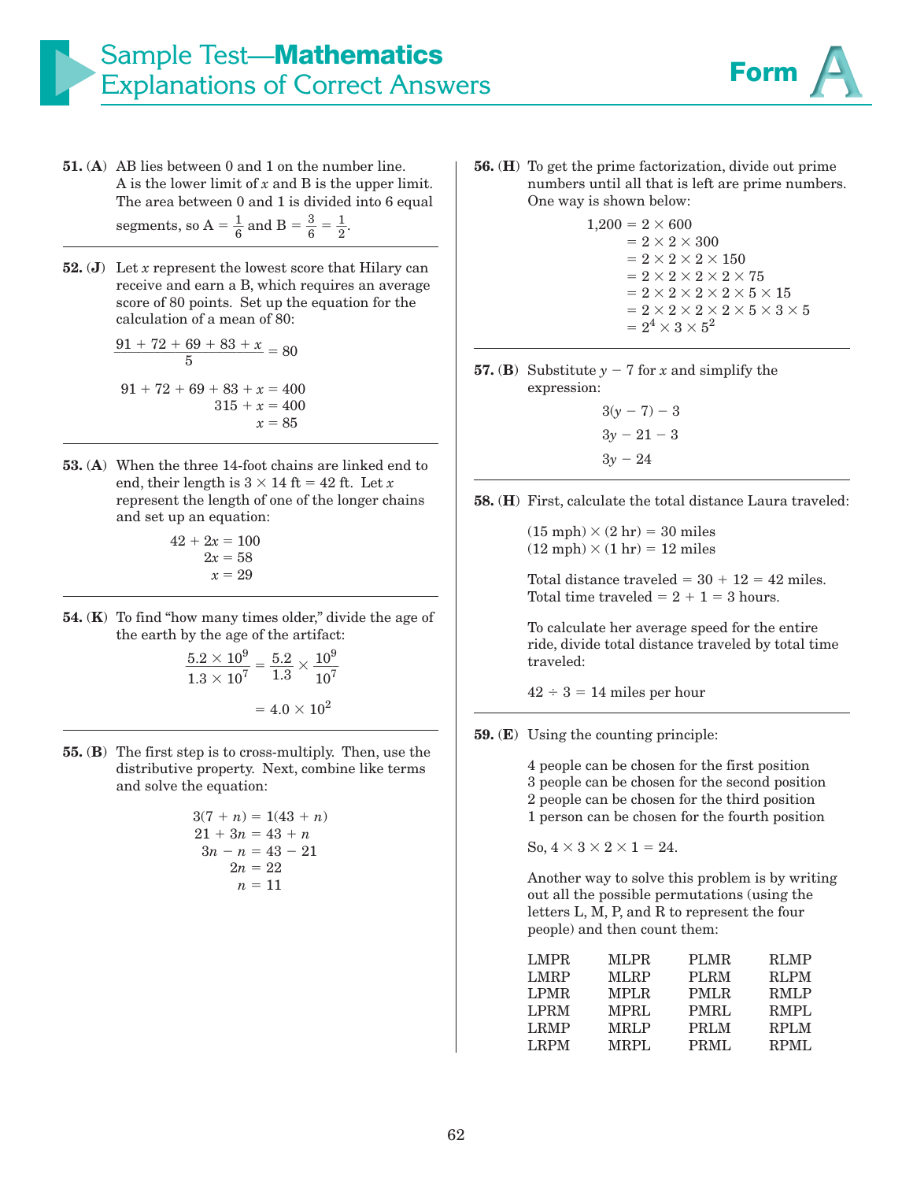# Sample Test—Mathematics
## Explanations of Correct Answers

**Form A**

**51. (A)** AB lies between 0 and 1 on the number line. A is the lower limit of $x$ and B is the upper limit. The area between 0 and 1 is divided into 6 equal segments, so A $= \frac{1}{6}$ and B $= \frac{3}{6} = \frac{1}{2}$.

**52. (J)** Let $x$ represent the lowest score that Hilary can receive and earn a B, which requires an average score of 80 points. Set up the equation for the calculation of a mean of 80:

$$\frac{91 + 72 + 69 + 83 + x}{5} = 80$$

$$91 + 72 + 69 + 83 + x = 400$$
$$315 + x = 400$$
$$x = 85$$

**53. (A)** When the three 14-foot chains are linked end to end, their length is $3 \times 14$ ft $= 42$ ft. Let $x$ represent the length of one of the longer chains and set up an equation:

$$42 + 2x = 100$$
$$2x = 58$$
$$x = 29$$

**54. (K)** To find "how many times older," divide the age of the earth by the age of the artifact:

$$\frac{5.2 \times 10^9}{1.3 \times 10^7} = \frac{5.2}{1.3} \times \frac{10^9}{10^7}$$

$$= 4.0 \times 10^2$$

**55. (B)** The first step is to cross-multiply. Then, use the distributive property. Next, combine like terms and solve the equation:

$$3(7 + n) = 1(43 + n)$$
$$21 + 3n = 43 + n$$
$$3n - n = 43 - 21$$
$$2n = 22$$
$$n = 11$$

**56. (H)** To get the prime factorization, divide out prime numbers until all that is left are prime numbers. One way is shown below:

$$\begin{aligned} 1{,}200 &= 2 \times 600 \\ &= 2 \times 2 \times 300 \\ &= 2 \times 2 \times 2 \times 150 \\ &= 2 \times 2 \times 2 \times 2 \times 75 \\ &= 2 \times 2 \times 2 \times 2 \times 5 \times 15 \\ &= 2 \times 2 \times 2 \times 2 \times 5 \times 3 \times 5 \\ &= 2^4 \times 3 \times 5^2 \end{aligned}$$

**57. (B)** Substitute $y - 7$ for $x$ and simplify the expression:

$$3(y - 7) - 3$$
$$3y - 21 - 3$$
$$3y - 24$$

**58. (H)** First, calculate the total distance Laura traveled:

(15 mph) $\times$ (2 hr) = 30 miles
(12 mph) $\times$ (1 hr) = 12 miles

Total distance traveled = 30 + 12 = 42 miles.
Total time traveled = 2 + 1 = 3 hours.

To calculate her average speed for the entire ride, divide total distance traveled by total time traveled:

$42 \div 3 = 14$ miles per hour

**59. (E)** Using the counting principle:

4 people can be chosen for the first position
3 people can be chosen for the second position
2 people can be chosen for the third position
1 person can be chosen for the fourth position

So, $4 \times 3 \times 2 \times 1 = 24$.

Another way to solve this problem is by writing out all the possible permutations (using the letters L, M, P, and R to represent the four people) and then count them:

| | | | |
|---|---|---|---|
| LMPR | MLPR | PLMR | RLMP |
| LMRP | MLRP | PLRM | RLPM |
| LPMR | MPLR | PMLR | RMLP |
| LPRM | MPRL | PMRL | RMPL |
| LRMP | MRLP | PRLM | RPLM |
| LRPM | MRPL | PRML | RPML |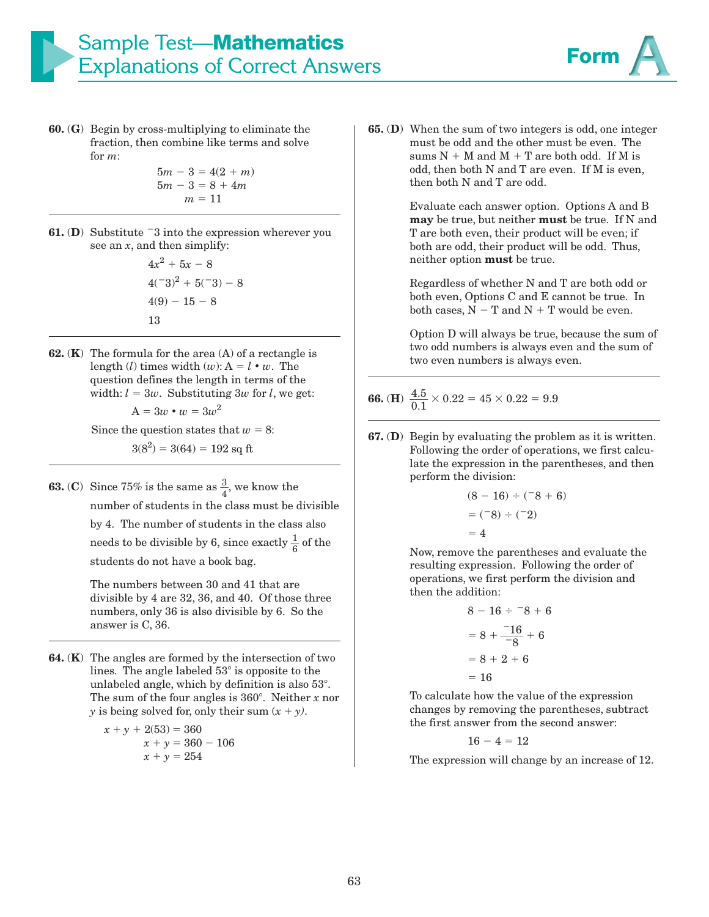# Sample Test—**Mathematics**
## Explanations of Correct Answers

**60. (G)** Begin by cross-multiplying to eliminate the fraction, then combine like terms and solve for $m$:

$$5m - 3 = 4(2 + m)$$
$$5m - 3 = 8 + 4m$$
$$m = 11$$

---

**61. (D)** Substitute $^{-}3$ into the expression wherever you see an $x$, and then simplify:

$$4x^2 + 5x - 8$$
$$4(^{-}3)^2 + 5(^{-}3) - 8$$
$$4(9) - 15 - 8$$
$$13$$

---

**62. (K)** The formula for the area (A) of a rectangle is length ($l$) times width ($w$): $A = l \cdot w$. The question defines the length in terms of the width: $l = 3w$. Substituting $3w$ for $l$, we get:

$$A = 3w \cdot w = 3w^2$$

Since the question states that $w = 8$:

$$3(8^2) = 3(64) = 192 \text{ sq ft}$$

---

**63. (C)** Since 75% is the same as $\frac{3}{4}$, we know the number of students in the class must be divisible by 4. The number of students in the class also needs to be divisible by 6, since exactly $\frac{1}{6}$ of the students do not have a book bag.

The numbers between 30 and 41 that are divisible by 4 are 32, 36, and 40. Of those three numbers, only 36 is also divisible by 6. So the answer is C, 36.

---

**64. (K)** The angles are formed by the intersection of two lines. The angle labeled 53° is opposite to the unlabeled angle, which by definition is also 53°. The sum of the four angles is 360°. Neither $x$ nor $y$ is being solved for, only their sum $(x + y)$.

$$x + y + 2(53) = 360$$
$$x + y = 360 - 106$$
$$x + y = 254$$

---

**65. (D)** When the sum of two integers is odd, one integer must be odd and the other must be even. The sums N + M and M + T are both odd. If M is odd, then both N and T are even. If M is even, then both N and T are odd.

Evaluate each answer option. Options A and B **may** be true, but neither **must** be true. If N and T are both even, their product will be even; if both are odd, their product will be odd. Thus, neither option **must** be true.

Regardless of whether N and T are both odd or both even, Options C and E cannot be true. In both cases, N − T and N + T would be even.

Option D will always be true, because the sum of two odd numbers is always even and the sum of two even numbers is always even.

---

**66. (H)** $\frac{4.5}{0.1} \times 0.22 = 45 \times 0.22 = 9.9$

---

**67. (D)** Begin by evaluating the problem as it is written. Following the order of operations, we first calculate the expression in the parentheses, and then perform the division:

$$(8 - 16) \div (^{-}8 + 6)$$
$$= (^{-}8) \div (^{-}2)$$
$$= 4$$

Now, remove the parentheses and evaluate the resulting expression. Following the order of operations, we first perform the division and then the addition:

$$8 - 16 \div {}^{-}8 + 6$$
$$= 8 + \frac{^{-}16}{^{-}8} + 6$$
$$= 8 + 2 + 6$$
$$= 16$$

To calculate how the value of the expression changes by removing the parentheses, subtract the first answer from the second answer:

$$16 - 4 = 12$$

The expression will change by an increase of 12.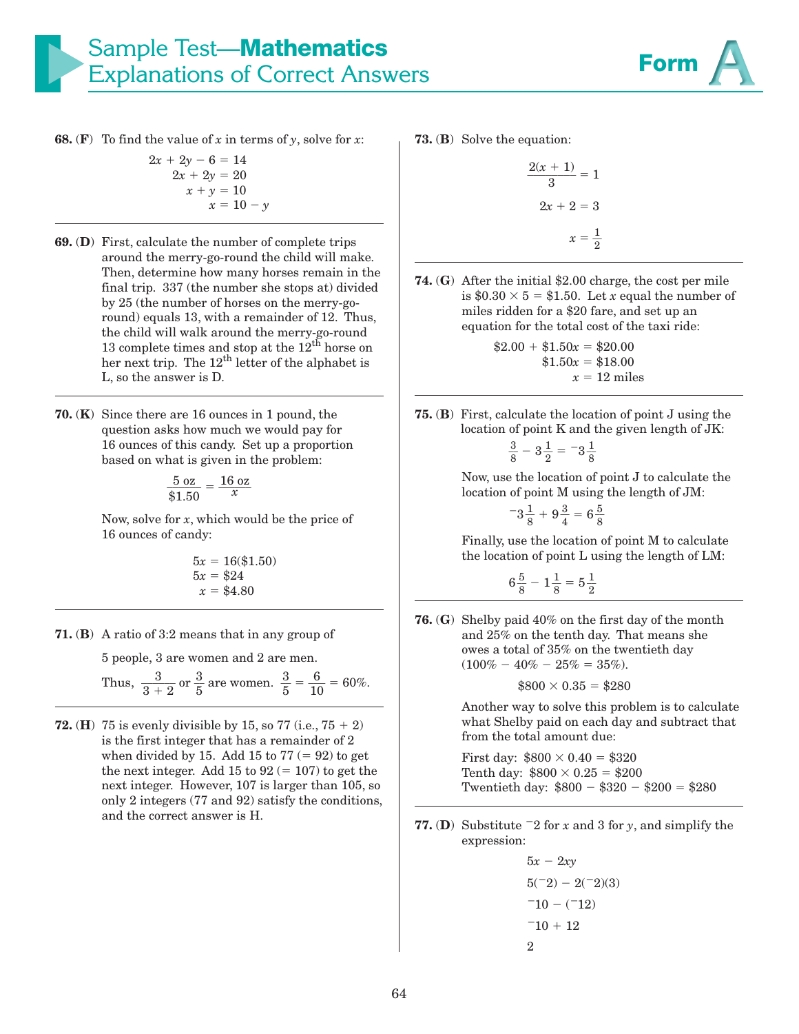# Sample Test—Mathematics Explanations of Correct Answers

**Form A**

**68. (F)** To find the value of $x$ in terms of $y$, solve for $x$:

$$2x + 2y - 6 = 14$$
$$2x + 2y = 20$$
$$x + y = 10$$
$$x = 10 - y$$

---

**69. (D)** First, calculate the number of complete trips around the merry-go-round the child will make. Then, determine how many horses remain in the final trip. 337 (the number she stops at) divided by 25 (the number of horses on the merry-go-round) equals 13, with a remainder of 12. Thus, the child will walk around the merry-go-round 13 complete times and stop at the 12th horse on her next trip. The 12th letter of the alphabet is L, so the answer is D.

---

**70. (K)** Since there are 16 ounces in 1 pound, the question asks how much we would pay for 16 ounces of this candy. Set up a proportion based on what is given in the problem:

$$\frac{5 \text{ oz}}{\$1.50} = \frac{16 \text{ oz}}{x}$$

Now, solve for $x$, which would be the price of 16 ounces of candy:

$$5x = 16(\$1.50)$$
$$5x = \$24$$
$$x = \$4.80$$

---

**71. (B)** A ratio of 3:2 means that in any group of 5 people, 3 are women and 2 are men.

Thus, $\frac{3}{3+2}$ or $\frac{3}{5}$ are women. $\frac{3}{5} = \frac{6}{10} = 60\%$.

---

**72. (H)** 75 is evenly divisible by 15, so 77 (i.e., 75 + 2) is the first integer that has a remainder of 2 when divided by 15. Add 15 to 77 (= 92) to get the next integer. Add 15 to 92 (= 107) to get the next integer. However, 107 is larger than 105, so only 2 integers (77 and 92) satisfy the conditions, and the correct answer is H.

---

**73. (B)** Solve the equation:

$$\frac{2(x+1)}{3} = 1$$
$$2x + 2 = 3$$
$$x = \frac{1}{2}$$

---

**74. (G)** After the initial \$2.00 charge, the cost per mile is $\$0.30 \times 5 = \$1.50$. Let $x$ equal the number of miles ridden for a \$20 fare, and set up an equation for the total cost of the taxi ride:

$$\$2.00 + \$1.50x = \$20.00$$
$$\$1.50x = \$18.00$$
$$x = 12 \text{ miles}$$

---

**75. (B)** First, calculate the location of point J using the location of point K and the given length of JK:

$$\frac{3}{8} - 3\frac{1}{2} = {}^{-}3\frac{1}{8}$$

Now, use the location of point J to calculate the location of point M using the length of JM:

$${}^{-}3\frac{1}{8} + 9\frac{3}{4} = 6\frac{5}{8}$$

Finally, use the location of point M to calculate the location of point L using the length of LM:

$$6\frac{5}{8} - 1\frac{1}{8} = 5\frac{1}{2}$$

---

**76. (G)** Shelby paid 40% on the first day of the month and 25% on the tenth day. That means she owes a total of 35% on the twentieth day (100% − 40% − 25% = 35%).

$$\$800 \times 0.35 = \$280$$

Another way to solve this problem is to calculate what Shelby paid on each day and subtract that from the total amount due:

First day: $\$800 \times 0.40 = \$320$
Tenth day: $\$800 \times 0.25 = \$200$
Twentieth day: $\$800 - \$320 - \$200 = \$280$

---

**77. (D)** Substitute $^{-}2$ for $x$ and 3 for $y$, and simplify the expression:

$$5x - 2xy$$
$$5({}^{-}2) - 2({}^{-}2)(3)$$
$${}^{-}10 - ({}^{-}12)$$
$${}^{-}10 + 12$$
$$2$$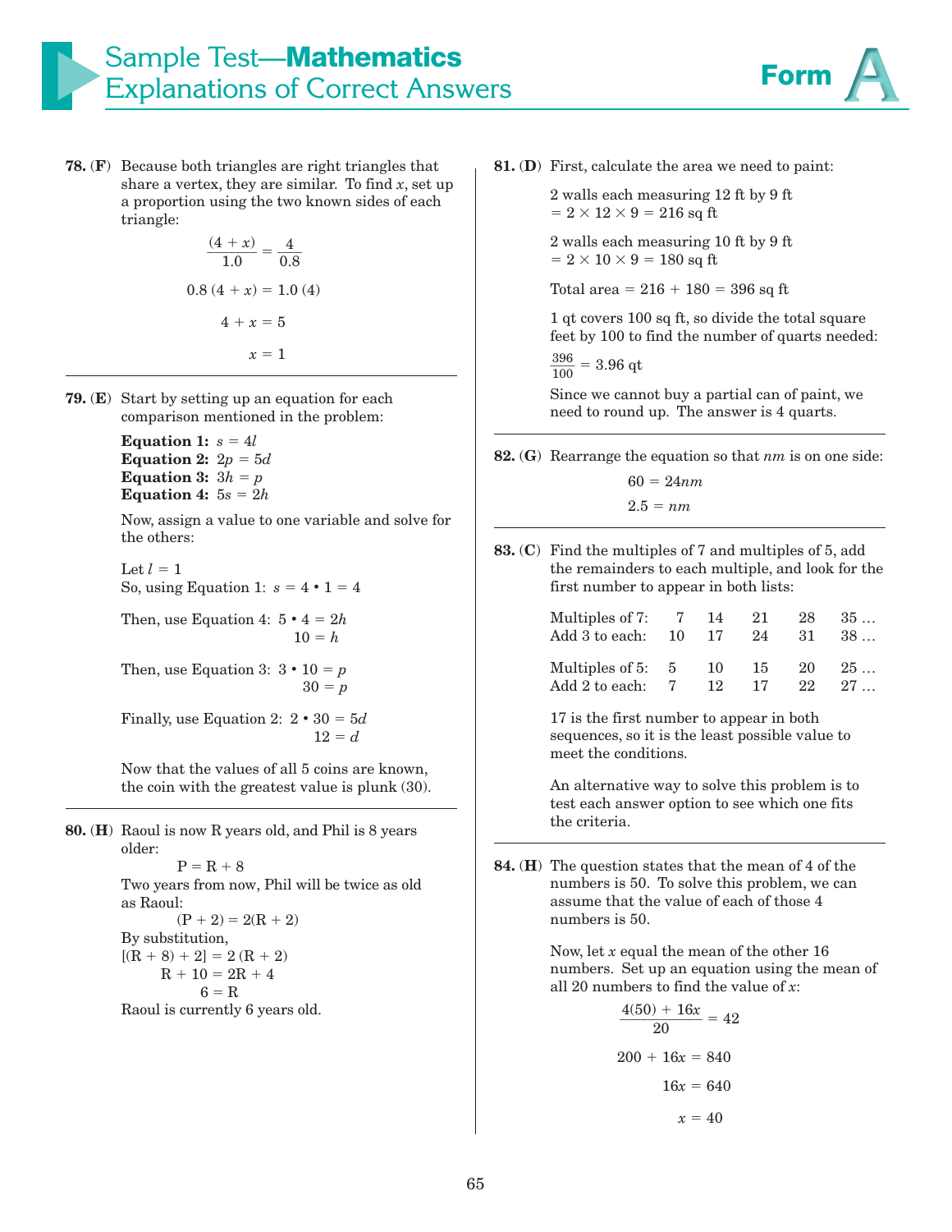**78. (F)** Because both triangles are right triangles that share a vertex, they are similar. To find $x$, set up a proportion using the two known sides of each triangle:

$$\frac{(4+x)}{1.0} = \frac{4}{0.8}$$

$$0.8\,(4+x) = 1.0\,(4)$$

$$4 + x = 5$$

$$x = 1$$

---

**79. (E)** Start by setting up an equation for each comparison mentioned in the problem:

**Equation 1:** $s = 4l$
**Equation 2:** $2p = 5d$
**Equation 3:** $3h = p$
**Equation 4:** $5s = 2h$

Now, assign a value to one variable and solve for the others:

Let $l = 1$
So, using Equation 1: $s = 4 \cdot 1 = 4$

Then, use Equation 4: $5 \cdot 4 = 2h$
$10 = h$

Then, use Equation 3: $3 \cdot 10 = p$
$30 = p$

Finally, use Equation 2: $2 \cdot 30 = 5d$
$12 = d$

Now that the values of all 5 coins are known, the coin with the greatest value is plunk (30).

---

**80. (H)** Raoul is now R years old, and Phil is 8 years older:

$$P = R + 8$$

Two years from now, Phil will be twice as old as Raoul:

$$(P + 2) = 2(R + 2)$$

By substitution,

$$[(R + 8) + 2] = 2\,(R + 2)$$

$$R + 10 = 2R + 4$$

$$6 = R$$

Raoul is currently 6 years old.

---

**81. (D)** First, calculate the area we need to paint:

2 walls each measuring 12 ft by 9 ft
$= 2 \times 12 \times 9 = 216$ sq ft

2 walls each measuring 10 ft by 9 ft
$= 2 \times 10 \times 9 = 180$ sq ft

Total area $= 216 + 180 = 396$ sq ft

1 qt covers 100 sq ft, so divide the total square feet by 100 to find the number of quarts needed:

$\frac{396}{100} = 3.96$ qt

Since we cannot buy a partial can of paint, we need to round up. The answer is 4 quarts.

---

**82. (G)** Rearrange the equation so that $nm$ is on one side:

$$60 = 24nm$$

$$2.5 = nm$$

---

**83. (C)** Find the multiples of 7 and multiples of 5, add the remainders to each multiple, and look for the first number to appear in both lists:

| | | | | | |
|---|---|---|---|---|---|
| Multiples of 7: | 7 | 14 | 21 | 28 | 35 … |
| Add 3 to each: | 10 | 17 | 24 | 31 | 38 … |
| Multiples of 5: | 5 | 10 | 15 | 20 | 25 … |
| Add 2 to each: | 7 | 12 | 17 | 22 | 27 … |

17 is the first number to appear in both sequences, so it is the least possible value to meet the conditions.

An alternative way to solve this problem is to test each answer option to see which one fits the criteria.

---

**84. (H)** The question states that the mean of 4 of the numbers is 50. To solve this problem, we can assume that the value of each of those 4 numbers is 50.

Now, let $x$ equal the mean of the other 16 numbers. Set up an equation using the mean of all 20 numbers to find the value of $x$:

$$\frac{4(50) + 16x}{20} = 42$$

$$200 + 16x = 840$$

$$16x = 640$$

$$x = 40$$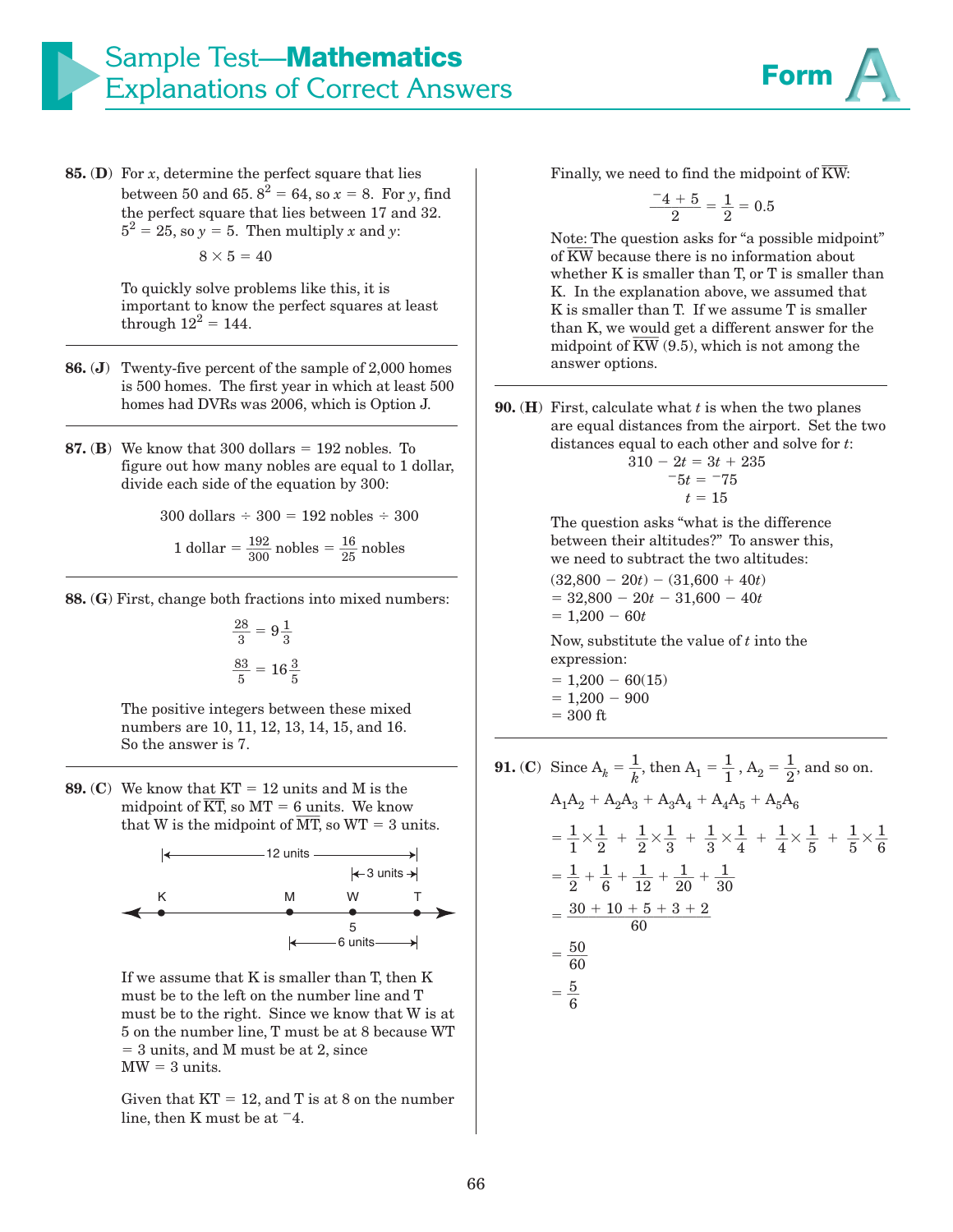**85. (D)** For $x$, determine the perfect square that lies between 50 and 65. $8^2 = 64$, so $x = 8$. For $y$, find the perfect square that lies between 17 and 32. $5^2 = 25$, so $y = 5$. Then multiply $x$ and $y$:

$$8 \times 5 = 40$$

To quickly solve problems like this, it is important to know the perfect squares at least through $12^2 = 144$.

---

**86. (J)** Twenty-five percent of the sample of 2,000 homes is 500 homes. The first year in which at least 500 homes had DVRs was 2006, which is Option J.

---

**87. (B)** We know that 300 dollars = 192 nobles. To figure out how many nobles are equal to 1 dollar, divide each side of the equation by 300:

$$300 \text{ dollars} \div 300 = 192 \text{ nobles} \div 300$$

$$1 \text{ dollar} = \frac{192}{300} \text{ nobles} = \frac{16}{25} \text{ nobles}$$

---

**88. (G)** First, change both fractions into mixed numbers:

$$\frac{28}{3} = 9\frac{1}{3}$$

$$\frac{83}{5} = 16\frac{3}{5}$$

The positive integers between these mixed numbers are 10, 11, 12, 13, 14, 15, and 16. So the answer is 7.

---

**89. (C)** We know that KT = 12 units and M is the midpoint of $\overline{KT}$, so MT = 6 units. We know that W is the midpoint of $\overline{MT}$, so WT = 3 units.

K ——— M ——— W (5) ——— T ; KT = 12 units, MT = 6 units, WT = 3 units

If we assume that K is smaller than T, then K must be to the left on the number line and T must be to the right. Since we know that W is at 5 on the number line, T must be at 8 because WT = 3 units, and M must be at 2, since MW = 3 units.

Given that KT = 12, and T is at 8 on the number line, then K must be at $^{-}4$.

Finally, we need to find the midpoint of $\overline{KW}$:

$$\frac{^{-}4 + 5}{2} = \frac{1}{2} = 0.5$$

Note: The question asks for "a possible midpoint" of $\overline{KW}$ because there is no information about whether K is smaller than T, or T is smaller than K. In the explanation above, we assumed that K is smaller than T. If we assume T is smaller than K, we would get a different answer for the midpoint of $\overline{KW}$ (9.5), which is not among the answer options.

---

**90. (H)** First, calculate what $t$ is when the two planes are equal distances from the airport. Set the two distances equal to each other and solve for $t$:

$$310 - 2t = 3t + 235$$
$$^{-}5t = {}^{-}75$$
$$t = 15$$

The question asks "what is the difference between their altitudes?" To answer this, we need to subtract the two altitudes:

$(32{,}800 - 20t) - (31{,}600 + 40t)$
$= 32{,}800 - 20t - 31{,}600 - 40t$
$= 1{,}200 - 60t$

Now, substitute the value of $t$ into the expression:

$= 1{,}200 - 60(15)$
$= 1{,}200 - 900$
$= 300$ ft

---

**91. (C)** Since $A_k = \frac{1}{k}$, then $A_1 = \frac{1}{1}$, $A_2 = \frac{1}{2}$, and so on.

$$A_1A_2 + A_2A_3 + A_3A_4 + A_4A_5 + A_5A_6$$
$$= \frac{1}{1} \times \frac{1}{2} + \frac{1}{2} \times \frac{1}{3} + \frac{1}{3} \times \frac{1}{4} + \frac{1}{4} \times \frac{1}{5} + \frac{1}{5} \times \frac{1}{6}$$
$$= \frac{1}{2} + \frac{1}{6} + \frac{1}{12} + \frac{1}{20} + \frac{1}{30}$$
$$= \frac{30 + 10 + 5 + 3 + 2}{60}$$
$$= \frac{50}{60}$$
$$= \frac{5}{6}$$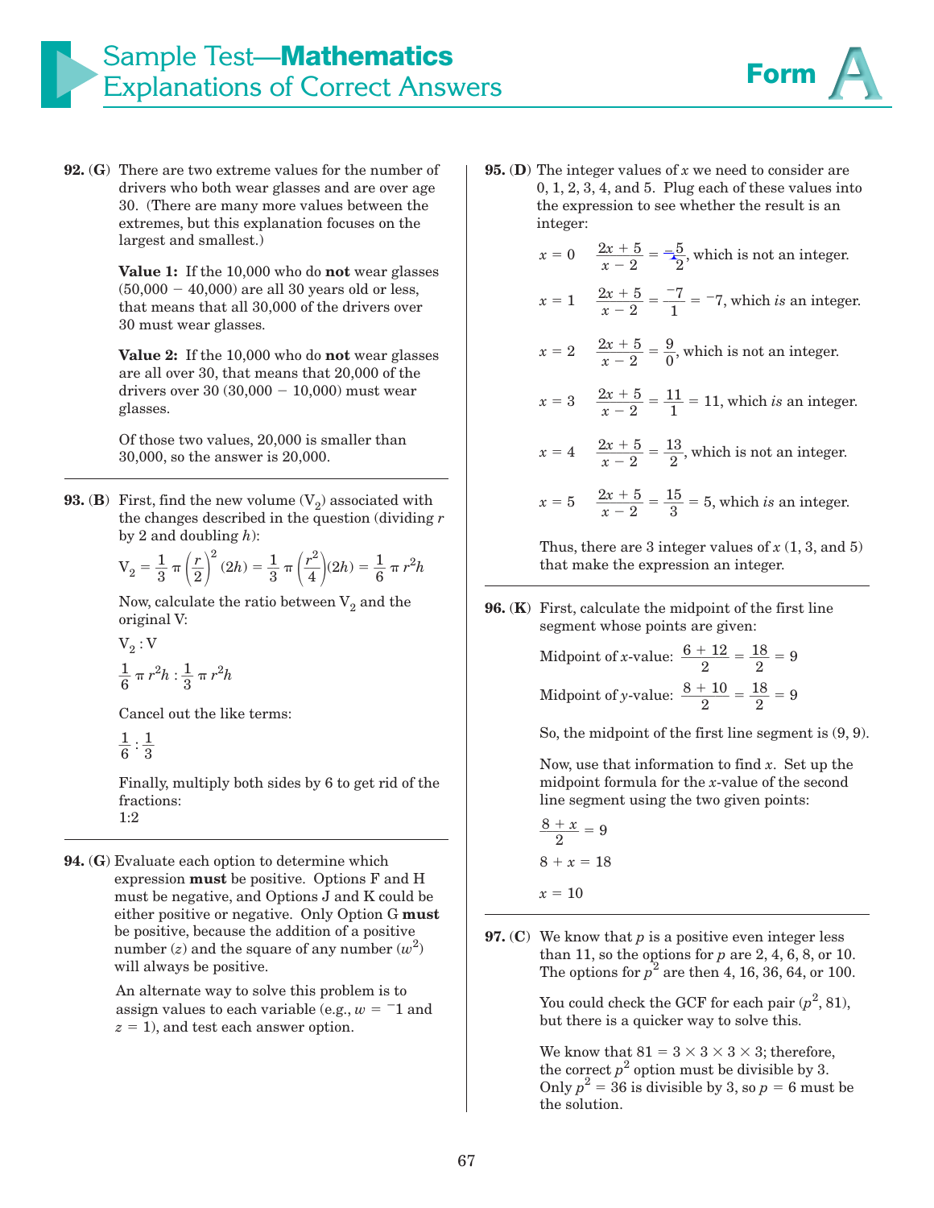**92. (G)** There are two extreme values for the number of drivers who both wear glasses and are over age 30. (There are many more values between the extremes, but this explanation focuses on the largest and smallest.)

**Value 1:** If the 10,000 who do **not** wear glasses (50,000 − 40,000) are all 30 years old or less, that means that all 30,000 of the drivers over 30 must wear glasses.

**Value 2:** If the 10,000 who do **not** wear glasses are all over 30, that means that 20,000 of the drivers over 30 (30,000 − 10,000) must wear glasses.

Of those two values, 20,000 is smaller than 30,000, so the answer is 20,000.

---

**93. (B)** First, find the new volume ($V_2$) associated with the changes described in the question (dividing $r$ by 2 and doubling $h$):

$$V_2 = \frac{1}{3}\pi\left(\frac{r}{2}\right)^2(2h) = \frac{1}{3}\pi\left(\frac{r^2}{4}\right)(2h) = \frac{1}{6}\pi r^2 h$$

Now, calculate the ratio between $V_2$ and the original V:

$V_2 : V$

$\frac{1}{6}\pi r^2 h : \frac{1}{3}\pi r^2 h$

Cancel out the like terms:

$\frac{1}{6} : \frac{1}{3}$

Finally, multiply both sides by 6 to get rid of the fractions:
1:2

---

**94. (G)** Evaluate each option to determine which expression **must** be positive. Options F and H must be negative, and Options J and K could be either positive or negative. Only Option G **must** be positive, because the addition of a positive number ($z$) and the square of any number ($w^2$) will always be positive.

An alternate way to solve this problem is to assign values to each variable (e.g., $w = {}^{-}1$ and $z = 1$), and test each answer option.

---

**95. (D)** The integer values of $x$ we need to consider are 0, 1, 2, 3, 4, and 5. Plug each of these values into the expression to see whether the result is an integer:

$x = 0$ $\quad \frac{2x+5}{x-2} = \frac{-5}{2}$, which is not an integer.

$x = 1$ $\quad \frac{2x+5}{x-2} = \frac{-7}{1} = {}^{-}7$, which *is* an integer.

$x = 2$ $\quad \frac{2x+5}{x-2} = \frac{9}{0}$, which is not an integer.

$x = 3$ $\quad \frac{2x+5}{x-2} = \frac{11}{1} = 11$, which *is* an integer.

$x = 4$ $\quad \frac{2x+5}{x-2} = \frac{13}{2}$, which is not an integer.

$x = 5$ $\quad \frac{2x+5}{x-2} = \frac{15}{3} = 5$, which *is* an integer.

Thus, there are 3 integer values of $x$ (1, 3, and 5) that make the expression an integer.

---

**96. (K)** First, calculate the midpoint of the first line segment whose points are given:

Midpoint of $x$-value: $\frac{6+12}{2} = \frac{18}{2} = 9$

Midpoint of $y$-value: $\frac{8+10}{2} = \frac{18}{2} = 9$

So, the midpoint of the first line segment is (9, 9).

Now, use that information to find $x$. Set up the midpoint formula for the $x$-value of the second line segment using the two given points:

$\frac{8+x}{2} = 9$

$8 + x = 18$

$x = 10$

---

**97. (C)** We know that $p$ is a positive even integer less than 11, so the options for $p$ are 2, 4, 6, 8, or 10. The options for $p^2$ are then 4, 16, 36, 64, or 100.

You could check the GCF for each pair ($p^2$, 81), but there is a quicker way to solve this.

We know that $81 = 3 \times 3 \times 3 \times 3$; therefore, the correct $p^2$ option must be divisible by 3. Only $p^2 = 36$ is divisible by 3, so $p = 6$ must be the solution.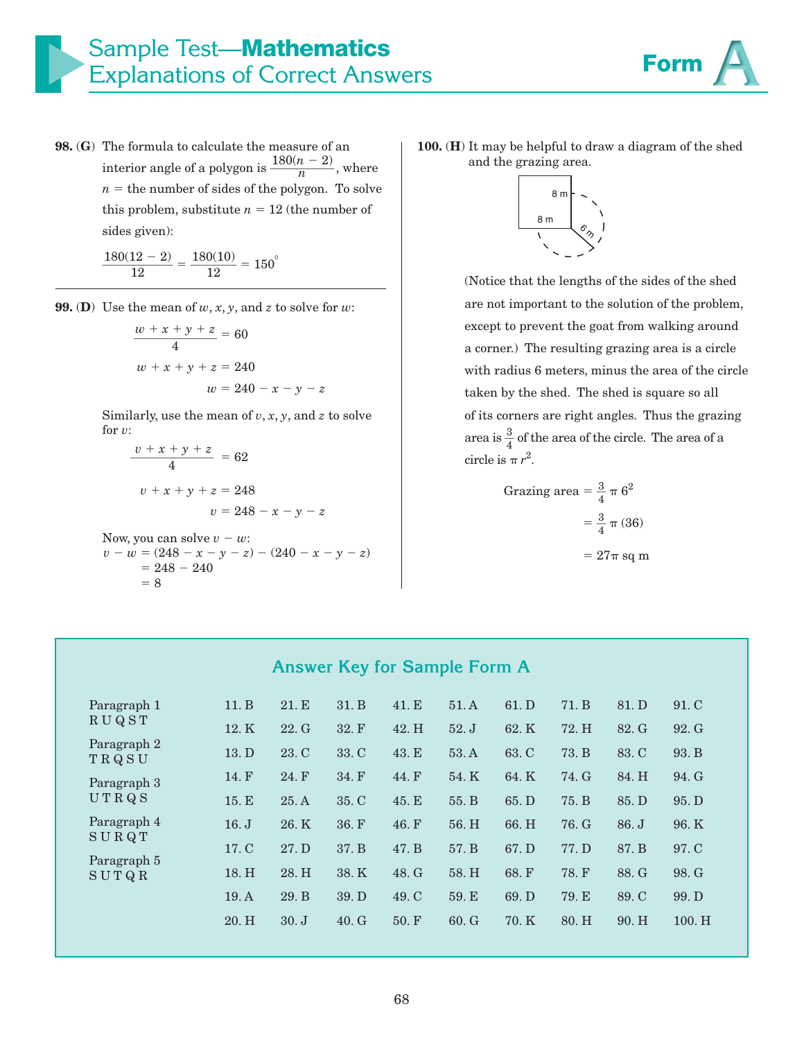# Sample Test—**Mathematics**
## Explanations of Correct Answers

**Form A**

**98. (G)** The formula to calculate the measure of an interior angle of a polygon is $\frac{180(n-2)}{n}$, where $n$ = the number of sides of the polygon. To solve this problem, substitute $n = 12$ (the number of sides given):

$$\frac{180(12-2)}{12} = \frac{180(10)}{12} = 150^\circ$$

**99. (D)** Use the mean of $w$, $x$, $y$, and $z$ to solve for $w$:

$$\frac{w+x+y+z}{4} = 60$$

$$w+x+y+z = 240$$

$$w = 240 - x - y - z$$

Similarly, use the mean of $v$, $x$, $y$, and $z$ to solve for $v$:

$$\frac{v+x+y+z}{4} = 62$$

$$v+x+y+z = 248$$

$$v = 248 - x - y - z$$

Now, you can solve $v - w$:

$$v - w = (248 - x - y - z) - (240 - x - y - z)$$
$$= 248 - 240$$
$$= 8$$

**100. (H)** It may be helpful to draw a diagram of the shed and the grazing area.

8 m
8 m
6 m

(Notice that the lengths of the sides of the shed are not important to the solution of the problem, except to prevent the goat from walking around a corner.) The resulting grazing area is a circle with radius 6 meters, minus the area of the circle taken by the shed. The shed is square so all of its corners are right angles. Thus the grazing area is $\frac{3}{4}$ of the area of the circle. The area of a circle is $\pi r^2$.

$$\text{Grazing area} = \frac{3}{4}\pi\, 6^2$$
$$= \frac{3}{4}\pi\,(36)$$
$$= 27\pi \text{ sq m}$$

## Answer Key for Sample Form A

Paragraph 1
R U Q S T

Paragraph 2
T R Q S U

Paragraph 3
U T R Q S

Paragraph 4
S U R Q T

Paragraph 5
S U T Q R

| | | | | | | | | |
|---|---|---|---|---|---|---|---|---|
| 11. B | 21. E | 31. B | 41. E | 51. A | 61. D | 71. B | 81. D | 91. C |
| 12. K | 22. G | 32. F | 42. H | 52. J | 62. K | 72. H | 82. G | 92. G |
| 13. D | 23. C | 33. C | 43. E | 53. A | 63. C | 73. B | 83. C | 93. B |
| 14. F | 24. F | 34. F | 44. F | 54. K | 64. K | 74. G | 84. H | 94. G |
| 15. E | 25. A | 35. C | 45. E | 55. B | 65. D | 75. B | 85. D | 95. D |
| 16. J | 26. K | 36. F | 46. F | 56. H | 66. H | 76. G | 86. J | 96. K |
| 17. C | 27. D | 37. B | 47. B | 57. B | 67. D | 77. D | 87. B | 97. C |
| 18. H | 28. H | 38. K | 48. G | 58. H | 68. F | 78. F | 88. G | 98. G |
| 19. A | 29. B | 39. D | 49. C | 59. E | 69. D | 79. E | 89. C | 99. D |
| 20. H | 30. J | 40. G | 50. F | 60. G | 70. K | 80. H | 90. H | 100. H |